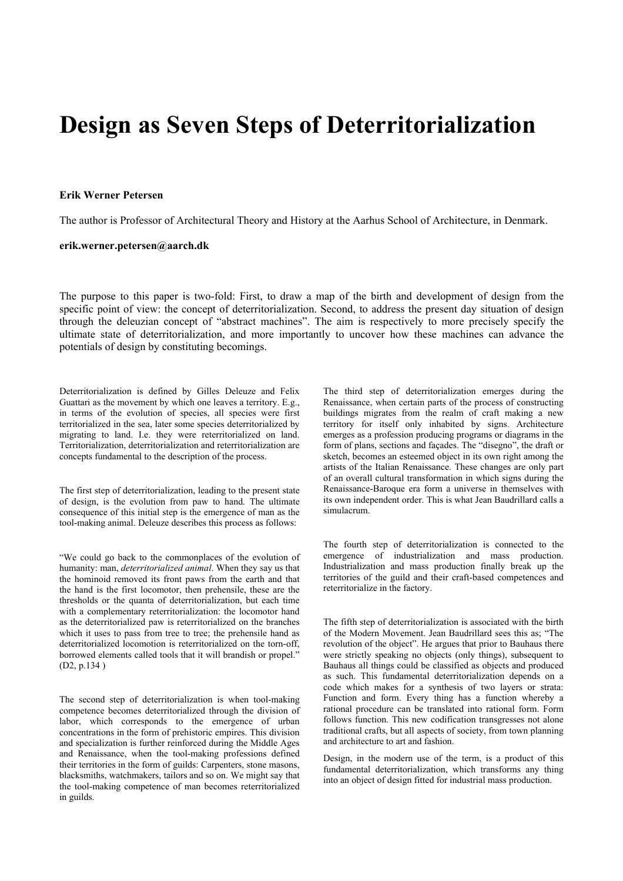# Design as Seven Steps of Deterritorialization

**Erik Werner Petersen**

The author is Professor of Architectural Theory and History at the Aarhus School of Architecture, in Denmark.

**erik.werner.petersen@aarch.dk**

The purpose to this paper is two-fold: First, to draw a map of the birth and development of design from the specific point of view: the concept of deterritorialization. Second, to address the present day situation of design through the deleuzian concept of "abstract machines". The aim is respectively to more precisely specify the ultimate state of deterritorialization, and more importantly to uncover how these machines can advance the potentials of design by constituting becomings.

Deterritorialization is defined by Gilles Deleuze and Felix Guattari as the movement by which one leaves a territory. E.g., in terms of the evolution of species, all species were first territorialized in the sea, later some species deterritorialized by migrating to land. I.e. they were reterritorialized on land. Territorialization, deterritorialization and reterritorialization are concepts fundamental to the description of the process.

The first step of deterritorialization, leading to the present state of design, is the evolution from paw to hand. The ultimate consequence of this initial step is the emergence of man as the tool-making animal. Deleuze describes this process as follows:

"We could go back to the commonplaces of the evolution of humanity: man, *deterritorialized animal*. When they say us that the hominoid removed its front paws from the earth and that the hand is the first locomotor, then prehensile, these are the thresholds or the quanta of deterritorialization, but each time with a complementary reterritorialization: the locomotor hand as the deterritorialized paw is reterritorialized on the branches which it uses to pass from tree to tree; the prehensile hand as deterritorialized locomotion is reterritorialized on the torn-off, borrowed elements called tools that it will brandish or propel." (D2, p.134 )

The second step of deterritorialization is when tool-making competence becomes deterritorialized through the division of labor, which corresponds to the emergence of urban concentrations in the form of prehistoric empires. This division and specialization is further reinforced during the Middle Ages and Renaissance, when the tool-making professions defined their territories in the form of guilds: Carpenters, stone masons, blacksmiths, watchmakers, tailors and so on. We might say that the tool-making competence of man becomes reterritorialized in guilds.

The third step of deterritorialization emerges during the Renaissance, when certain parts of the process of constructing buildings migrates from the realm of craft making a new territory for itself only inhabited by signs. Architecture emerges as a profession producing programs or diagrams in the form of plans, sections and façades. The "disegno", the draft or sketch, becomes an esteemed object in its own right among the artists of the Italian Renaissance. These changes are only part of an overall cultural transformation in which signs during the Renaissance-Baroque era form a universe in themselves with its own independent order. This is what Jean Baudrillard calls a simulacrum.

The fourth step of deterritorialization is connected to the emergence of industrialization and mass production. Industrialization and mass production finally break up the territories of the guild and their craft-based competences and reterritorialize in the factory.

The fifth step of deterritorialization is associated with the birth of the Modern Movement. Jean Baudrillard sees this as; "The revolution of the object". He argues that prior to Bauhaus there were strictly speaking no objects (only things), subsequent to Bauhaus all things could be classified as objects and produced as such. This fundamental deterritorialization depends on a code which makes for a synthesis of two layers or strata: Function and form. Every thing has a function whereby a rational procedure can be translated into rational form. Form follows function. This new codification transgresses not alone traditional crafts, but all aspects of society, from town planning and architecture to art and fashion.

Design, in the modern use of the term, is a product of this fundamental deterritorialization, which transforms any thing into an object of design fitted for industrial mass production.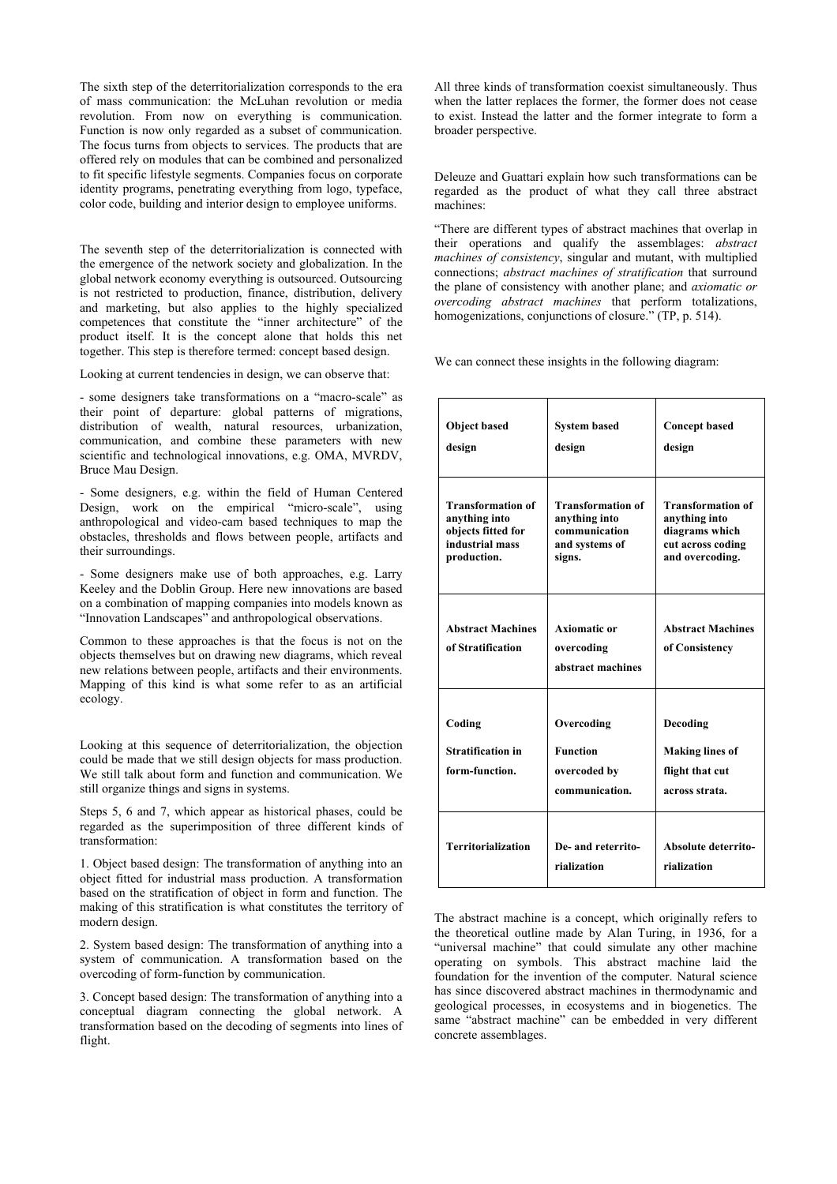The sixth step of the deterritorialization corresponds to the era of mass communication: the McLuhan revolution or media revolution. From now on everything is communication. Function is now only regarded as a subset of communication. The focus turns from objects to services. The products that are offered rely on modules that can be combined and personalized to fit specific lifestyle segments. Companies focus on corporate identity programs, penetrating everything from logo, typeface, color code, building and interior design to employee uniforms.

The seventh step of the deterritorialization is connected with the emergence of the network society and globalization. In the global network economy everything is outsourced. Outsourcing is not restricted to production, finance, distribution, delivery and marketing, but also applies to the highly specialized competences that constitute the "inner architecture" of the product itself. It is the concept alone that holds this net together. This step is therefore termed: concept based design.

Looking at current tendencies in design, we can observe that:

- some designers take transformations on a "macro-scale" as their point of departure: global patterns of migrations, distribution of wealth, natural resources, urbanization, communication, and combine these parameters with new scientific and technological innovations, e.g. OMA, MVRDV, Bruce Mau Design.

- Some designers, e.g. within the field of Human Centered Design, work on the empirical "micro-scale", using anthropological and video-cam based techniques to map the obstacles, thresholds and flows between people, artifacts and their surroundings.

- Some designers make use of both approaches, e.g. Larry Keeley and the Doblin Group. Here new innovations are based on a combination of mapping companies into models known as "Innovation Landscapes" and anthropological observations.

Common to these approaches is that the focus is not on the objects themselves but on drawing new diagrams, which reveal new relations between people, artifacts and their environments. Mapping of this kind is what some refer to as an artificial ecology.

Looking at this sequence of deterritorialization, the objection could be made that we still design objects for mass production. We still talk about form and function and communication. We still organize things and signs in systems.

Steps 5, 6 and 7, which appear as historical phases, could be regarded as the superimposition of three different kinds of transformation:

1. Object based design: The transformation of anything into an object fitted for industrial mass production. A transformation based on the stratification of object in form and function. The making of this stratification is what constitutes the territory of modern design.

2. System based design: The transformation of anything into a system of communication. A transformation based on the overcoding of form-function by communication.

3. Concept based design: The transformation of anything into a conceptual diagram connecting the global network. A transformation based on the decoding of segments into lines of flight.

All three kinds of transformation coexist simultaneously. Thus when the latter replaces the former, the former does not cease to exist. Instead the latter and the former integrate to form a broader perspective.

Deleuze and Guattari explain how such transformations can be regarded as the product of what they call three abstract machines:

"There are different types of abstract machines that overlap in their operations and qualify the assemblages: *abstract machines of consistency*, singular and mutant, with multiplied connections; *abstract machines of stratification* that surround the plane of consistency with another plane; and *axiomatic or overcoding abstract machines* that perform totalizations, homogenizations, conjunctions of closure." (TP, p. 514).

We can connect these insights in the following diagram:

| **Object based design** | **System based design** | **Concept based design** |
|---|---|---|
| **Transformation of anything into objects fitted for industrial mass production.** | **Transformation of anything into communication and systems of signs.** | **Transformation of anything into diagrams which cut across coding and overcoding.** |
| **Abstract Machines of Stratification** | **Axiomatic or overcoding abstract machines** | **Abstract Machines of Consistency** |
| **Coding** **Stratification in form-function.** | **Overcoding** **Function overcoded by communication.** | **Decoding** **Making lines of flight that cut across strata.** |
| **Territorialization** | **De- and reterritorialization** | **Absolute deterritorialization** |

The abstract machine is a concept, which originally refers to the theoretical outline made by Alan Turing, in 1936, for a "universal machine" that could simulate any other machine operating on symbols. This abstract machine laid the foundation for the invention of the computer. Natural science has since discovered abstract machines in thermodynamic and geological processes, in ecosystems and in biogenetics. The same "abstract machine" can be embedded in very different concrete assemblages.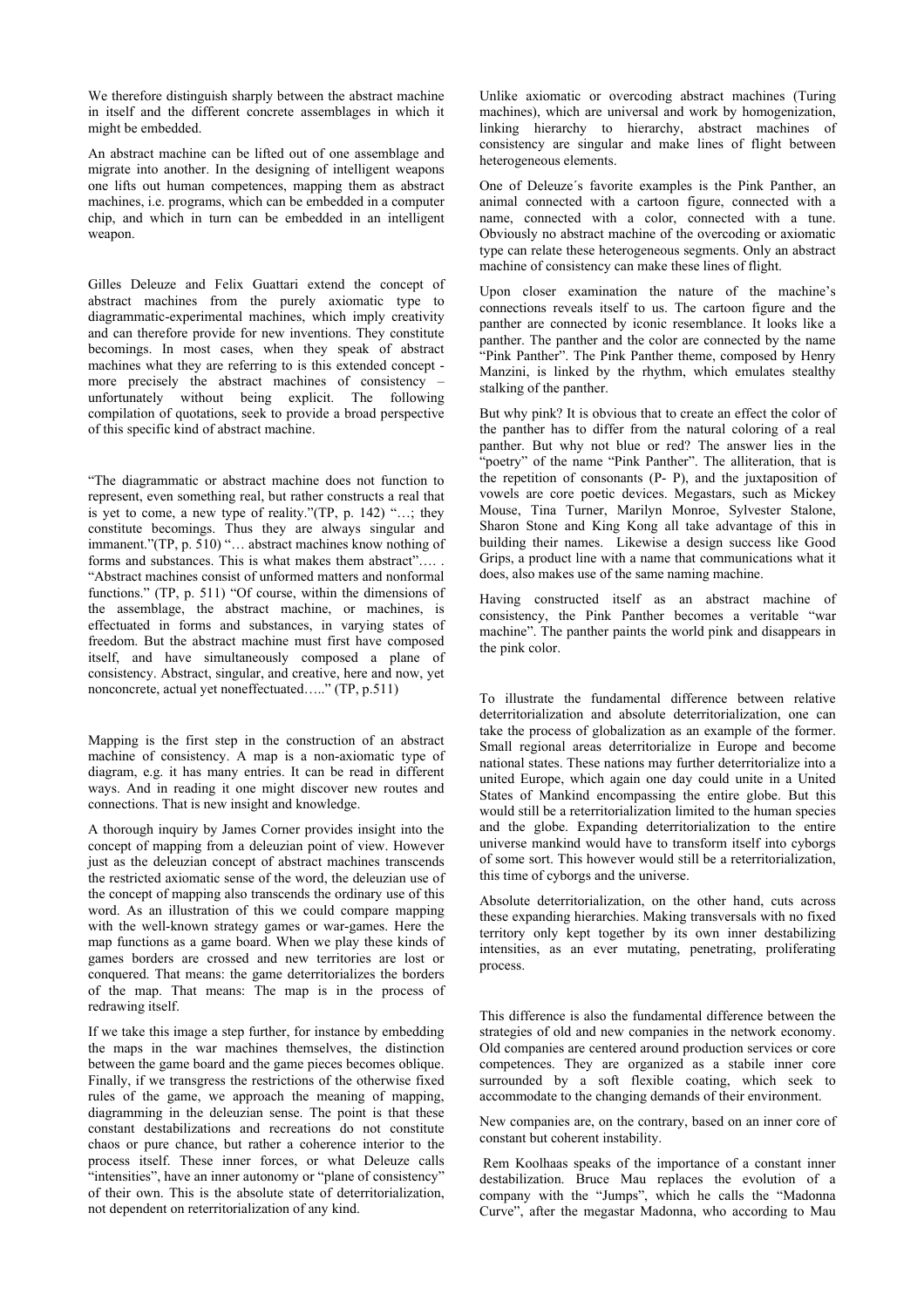We therefore distinguish sharply between the abstract machine in itself and the different concrete assemblages in which it might be embedded.

An abstract machine can be lifted out of one assemblage and migrate into another. In the designing of intelligent weapons one lifts out human competences, mapping them as abstract machines, i.e. programs, which can be embedded in a computer chip, and which in turn can be embedded in an intelligent weapon.

Gilles Deleuze and Felix Guattari extend the concept of abstract machines from the purely axiomatic type to diagrammatic-experimental machines, which imply creativity and can therefore provide for new inventions. They constitute becomings. In most cases, when they speak of abstract machines what they are referring to is this extended concept - more precisely the abstract machines of consistency – unfortunately without being explicit. The following compilation of quotations, seek to provide a broad perspective of this specific kind of abstract machine.

"The diagrammatic or abstract machine does not function to represent, even something real, but rather constructs a real that is yet to come, a new type of reality."(TP, p. 142) "…; they constitute becomings. Thus they are always singular and immanent."(TP, p. 510) "… abstract machines know nothing of forms and substances. This is what makes them abstract"…. . "Abstract machines consist of unformed matters and nonformal functions." (TP, p. 511) "Of course, within the dimensions of the assemblage, the abstract machine, or machines, is effectuated in forms and substances, in varying states of freedom. But the abstract machine must first have composed itself, and have simultaneously composed a plane of consistency. Abstract, singular, and creative, here and now, yet nonconcrete, actual yet noneffectuated….." (TP, p.511)

Mapping is the first step in the construction of an abstract machine of consistency. A map is a non-axiomatic type of diagram, e.g. it has many entries. It can be read in different ways. And in reading it one might discover new routes and connections. That is new insight and knowledge.

A thorough inquiry by James Corner provides insight into the concept of mapping from a deleuzian point of view. However just as the deleuzian concept of abstract machines transcends the restricted axiomatic sense of the word, the deleuzian use of the concept of mapping also transcends the ordinary use of this word. As an illustration of this we could compare mapping with the well-known strategy games or war-games. Here the map functions as a game board. When we play these kinds of games borders are crossed and new territories are lost or conquered. That means: the game deterritorializes the borders of the map. That means: The map is in the process of redrawing itself.

If we take this image a step further, for instance by embedding the maps in the war machines themselves, the distinction between the game board and the game pieces becomes oblique. Finally, if we transgress the restrictions of the otherwise fixed rules of the game, we approach the meaning of mapping, diagramming in the deleuzian sense. The point is that these constant destabilizations and recreations do not constitute chaos or pure chance, but rather a coherence interior to the process itself. These inner forces, or what Deleuze calls "intensities", have an inner autonomy or "plane of consistency" of their own. This is the absolute state of deterritorialization, not dependent on reterritorialization of any kind.

Unlike axiomatic or overcoding abstract machines (Turing machines), which are universal and work by homogenization, linking hierarchy to hierarchy, abstract machines of consistency are singular and make lines of flight between heterogeneous elements.

One of Deleuze´s favorite examples is the Pink Panther, an animal connected with a cartoon figure, connected with a name, connected with a color, connected with a tune. Obviously no abstract machine of the overcoding or axiomatic type can relate these heterogeneous segments. Only an abstract machine of consistency can make these lines of flight.

Upon closer examination the nature of the machine's connections reveals itself to us. The cartoon figure and the panther are connected by iconic resemblance. It looks like a panther. The panther and the color are connected by the name "Pink Panther". The Pink Panther theme, composed by Henry Manzini, is linked by the rhythm, which emulates stealthy stalking of the panther.

But why pink? It is obvious that to create an effect the color of the panther has to differ from the natural coloring of a real panther. But why not blue or red? The answer lies in the "poetry" of the name "Pink Panther". The alliteration, that is the repetition of consonants (P- P), and the juxtaposition of vowels are core poetic devices. Megastars, such as Mickey Mouse, Tina Turner, Marilyn Monroe, Sylvester Stalone, Sharon Stone and King Kong all take advantage of this in building their names. Likewise a design success like Good Grips, a product line with a name that communications what it does, also makes use of the same naming machine.

Having constructed itself as an abstract machine of consistency, the Pink Panther becomes a veritable "war machine". The panther paints the world pink and disappears in the pink color.

To illustrate the fundamental difference between relative deterritorialization and absolute deterritorialization, one can take the process of globalization as an example of the former. Small regional areas deterritorialize in Europe and become national states. These nations may further deterritorialize into a united Europe, which again one day could unite in a United States of Mankind encompassing the entire globe. But this would still be a reterritorialization limited to the human species and the globe. Expanding deterritorialization to the entire universe mankind would have to transform itself into cyborgs of some sort. This however would still be a reterritorialization, this time of cyborgs and the universe.

Absolute deterritorialization, on the other hand, cuts across these expanding hierarchies. Making transversals with no fixed territory only kept together by its own inner destabilizing intensities, as an ever mutating, penetrating, proliferating process.

This difference is also the fundamental difference between the strategies of old and new companies in the network economy. Old companies are centered around production services or core competences. They are organized as a stabile inner core surrounded by a soft flexible coating, which seek to accommodate to the changing demands of their environment.

New companies are, on the contrary, based on an inner core of constant but coherent instability.

Rem Koolhaas speaks of the importance of a constant inner destabilization. Bruce Mau replaces the evolution of a company with the "Jumps", which he calls the "Madonna Curve", after the megastar Madonna, who according to Mau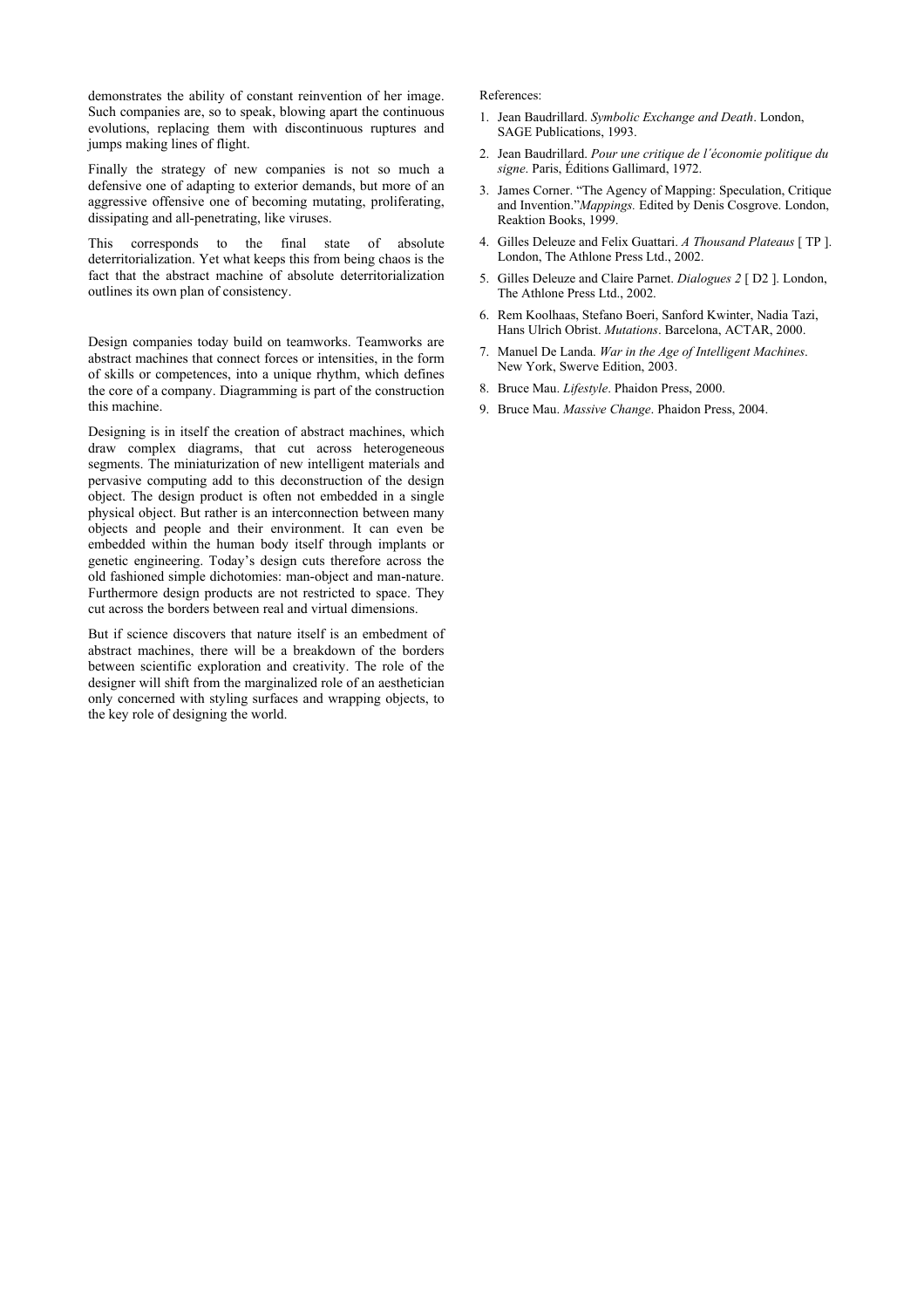demonstrates the ability of constant reinvention of her image. Such companies are, so to speak, blowing apart the continuous evolutions, replacing them with discontinuous ruptures and jumps making lines of flight.

Finally the strategy of new companies is not so much a defensive one of adapting to exterior demands, but more of an aggressive offensive one of becoming mutating, proliferating, dissipating and all-penetrating, like viruses.

This corresponds to the final state of absolute deterritorialization. Yet what keeps this from being chaos is the fact that the abstract machine of absolute deterritorialization outlines its own plan of consistency.

Design companies today build on teamworks. Teamworks are abstract machines that connect forces or intensities, in the form of skills or competences, into a unique rhythm, which defines the core of a company. Diagramming is part of the construction this machine.

Designing is in itself the creation of abstract machines, which draw complex diagrams, that cut across heterogeneous segments. The miniaturization of new intelligent materials and pervasive computing add to this deconstruction of the design object. The design product is often not embedded in a single physical object. But rather is an interconnection between many objects and people and their environment. It can even be embedded within the human body itself through implants or genetic engineering. Today's design cuts therefore across the old fashioned simple dichotomies: man-object and man-nature. Furthermore design products are not restricted to space. They cut across the borders between real and virtual dimensions.

But if science discovers that nature itself is an embedment of abstract machines, there will be a breakdown of the borders between scientific exploration and creativity. The role of the designer will shift from the marginalized role of an aesthetician only concerned with styling surfaces and wrapping objects, to the key role of designing the world.

References:

1. Jean Baudrillard. *Symbolic Exchange and Death*. London, SAGE Publications, 1993.
2. Jean Baudrillard. *Pour une critique de l'économie politique du signe*. Paris, Éditions Gallimard, 1972.
3. James Corner. "The Agency of Mapping: Speculation, Critique and Invention."*Mappings.* Edited by Denis Cosgrove. London, Reaktion Books, 1999.
4. Gilles Deleuze and Felix Guattari. *A Thousand Plateaus* [ TP ]. London, The Athlone Press Ltd., 2002.
5. Gilles Deleuze and Claire Parnet. *Dialogues 2* [ D2 ]. London, The Athlone Press Ltd., 2002.
6. Rem Koolhaas, Stefano Boeri, Sanford Kwinter, Nadia Tazi, Hans Ulrich Obrist. *Mutations*. Barcelona, ACTAR, 2000.
7. Manuel De Landa. *War in the Age of Intelligent Machines*. New York, Swerve Edition, 2003.
8. Bruce Mau. *Lifestyle*. Phaidon Press, 2000.
9. Bruce Mau. *Massive Change*. Phaidon Press, 2004.